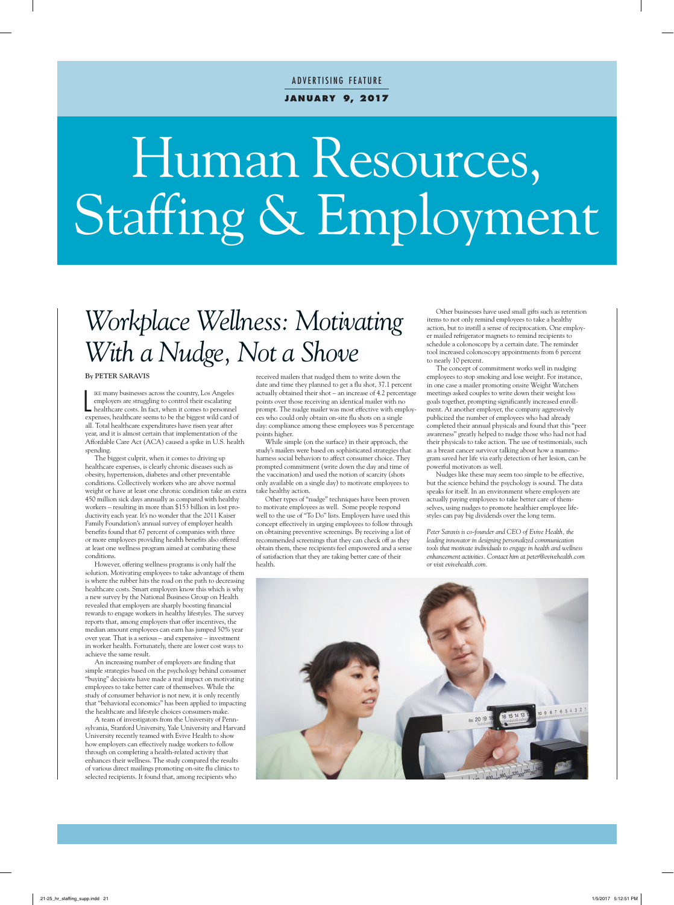ADVERTISING FEATURE

**JANUARY 9, 2017**

# Human Resources, Staffing & Employment

## *Workplace Wellness: Motivating With a Nudge, Not a Shove*

By **PETER SARAVIS**

LIKE many businesses across the country, Los Angeles employers are struggling to control their escalating healthcare costs. In fact, when it comes to personnel expenses, healthcare seems to be the biggest wild card of all. Total healthcare expenditures have risen year after year, and it is almost certain that implementation of the Affordable Care Act (ACA) caused a spike in U.S. health spending.

The biggest culprit, when it comes to driving up healthcare expenses, is clearly chronic diseases such as obesity, hypertension, diabetes and other preventable conditions. Collectively workers who are above normal weight or have at least one chronic condition take an extra 450 million sick days annually as compared with healthy workers – resulting in more than $153 billion in lost productivity each year. It's no wonder that the 2011 Kaiser Family Foundation's annual survey of employer health benefits found that 67 percent of companies with three or more employees providing health benefits also offered at least one wellness program aimed at combating these conditions.

However, offering wellness programs is only half the solution. Motivating employees to take advantage of them is where the rubber hits the road on the path to decreasing healthcare costs. Smart employers know this which is why a new survey by the National Business Group on Health revealed that employers are sharply boosting financial rewards to engage workers in healthy lifestyles. The survey reports that, among employers that offer incentives, the median amount employees can earn has jumped 50% year over year. That is a serious – and expensive – investment in worker health. Fortunately, there are lower cost ways to achieve the same result.

An increasing number of employers are finding that simple strategies based on the psychology behind consumer "buying" decisions have made a real impact on motivating employees to take better care of themselves. While the study of consumer behavior is not new, it is only recently that "behavioral economics" has been applied to impacting the healthcare and lifestyle choices consumers make.

A team of investigators from the University of Pennsylvania, Stanford University, Yale University and Harvard University recently teamed with Evive Health to show how employers can effectively nudge workers to follow through on completing a health-related activity that enhances their wellness. The study compared the results of various direct mailings promoting on-site flu clinics to selected recipients. It found that, among recipients who received mailers that nudged them to write down the date and time they planned to get a flu shot, 37.1 percent actually obtained their shot – an increase of 4.2 percentage points over those receiving an identical mailer with no prompt. The nudge mailer was most effective with employees who could only obtain on-site flu shots on a single day: compliance among these employees was 8 percentage points higher.

While simple (on the surface) in their approach, the study's mailers were based on sophisticated strategies that harness social behaviors to affect consumer choice. They prompted commitment (write down the day and time of the vaccination) and used the notion of scarcity (shots only available on a single day) to motivate employees to take healthy action.

Other types of "nudge" techniques have been proven to motivate employees as well. Some people respond well to the use of "To Do" lists. Employers have used this concept effectively in urging employees to follow through on obtaining preventive screenings. By receiving a list of recommended screenings that they can check off as they obtain them, these recipients feel empowered and a sense of satisfaction that they are taking better care of their health.

Other businesses have used small gifts such as retention items to not only remind employees to take a healthy action, but to instill a sense of reciprocation. One employer mailed refrigerator magnets to remind recipients to schedule a colonoscopy by a certain date. The reminder tool increased colonoscopy appointments from 6 percent to nearly 10 percent.

The concept of commitment works well in nudging employees to stop smoking and lose weight. For instance, in one case a mailer promoting onsite Weight Watchers meetings asked couples to write down their weight loss goals together, prompting significantly increased enrollment. At another employer, the company aggressively publicized the number of employees who had already completed their annual physicals and found that this "peer awareness" greatly helped to nudge those who had not had their physicals to take action. The use of testimonials, such as a breast cancer survivor talking about how a mammogram saved her life via early detection of her lesion, can be powerful motivators as well.

Nudges like these may seem too simple to be effective, but the science behind the psychology is sound. The data speaks for itself. In an environment where employers are actually paying employees to take better care of themselves, using nudges to promote healthier employee lifestyles can pay big dividends over the long term.

*Peter Saravis is co-founder and CEO of Evive Health, the leading innovator in designing personalized communication tools that motivate individuals to engage in health and wellness enhancement activities. Contact him at peter@evivehealth.com or visit evivehealth.com.*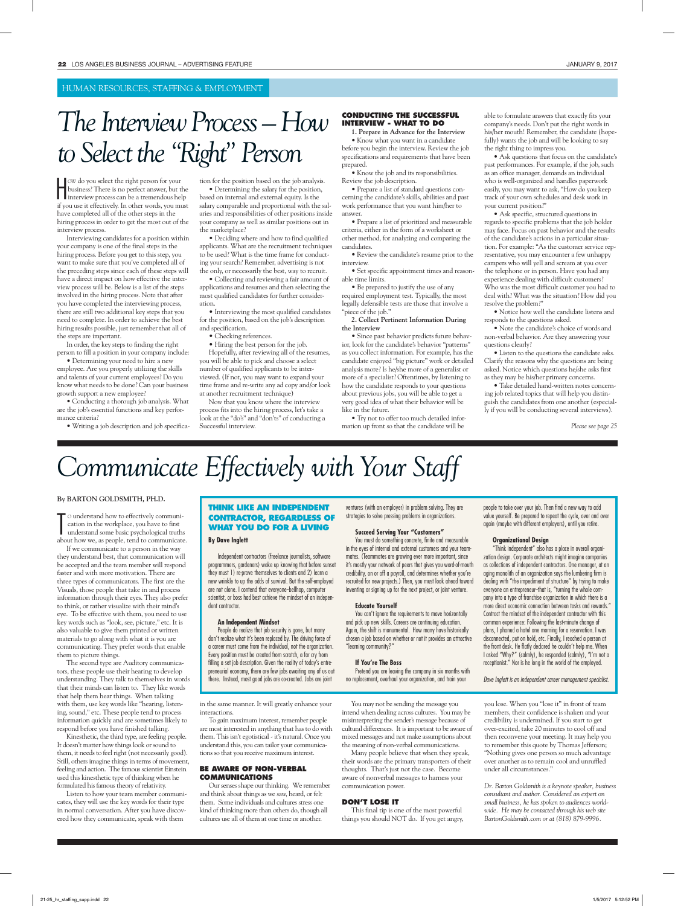HUMAN RESOURCES, STAFFING & EMPLOYMENT

# The Interview Process – How to Select the "Right" Person

How do you select the right person for your business? There is no perfect answer, but the interview process can be a tremendous help if you use it effectively. In other words, you must have completed all of the other steps in the hiring process in order to get the most out of the interview process.

Interviewing candidates for a position within your company is one of the final steps in the hiring process. Before you get to this step, you want to make sure that you've completed all of the preceding steps since each of these steps will have a direct impact on how effective the interview process will be. Below is a list of the steps involved in the hiring process. Note that after you have completed the interviewing process, there are still two additional key steps that you need to complete. In order to achieve the best hiring results possible, just remember that all of the steps are important.

In order, the key steps to finding the right person to fill a position in your company include:

- Determining your need to hire a new employee. Are you properly utilizing the skills and talents of your current employees? Do you know what needs to be done? Can your business growth support a new employee?
- Conducting a thorough job analysis. What are the job's essential functions and key performance criteria?
- Writing a job description and job specification for the position based on the job analysis.
- Determining the salary for the position, based on internal and external equity. Is the salary comparable and proportional with the salaries and responsibilities of other positions inside your company as well as similar positions out in the marketplace?
- Deciding where and how to find qualified applicants. What are the recruitment techniques to be used? What is the time frame for conducting your search? Remember, advertising is not the only, or necessarily the best, way to recruit.
- Collecting and reviewing a fair amount of applications and resumes and then selecting the most qualified candidates for further consideration.
- Interviewing the most qualified candidates for the position, based on the job's description and specification.
- Checking references.
- Hiring the best person for the job.

Hopefully, after reviewing all of the resumes, you will be able to pick and choose a select number of qualified applicants to be interviewed. (If not, you may want to expand your time frame and re-write any ad copy and/or look at another recruitment technique)

Now that you know where the interview process fits into the hiring process, let's take a look at the "do's" and "don'ts" of conducting a Successful interview.

### CONDUCTING THE SUCCESSFUL INTERVIEW - WHAT TO DO

**1. Prepare in Advance for the Interview**

- Know what you want in a candidate before you begin the interview. Review the job specifications and requirements that have been prepared.
- Know the job and its responsibilities. Review the job description.
- Prepare a list of standard questions concerning the candidate's skills, abilities and past work performance that you want him/her to answer.
- Prepare a list of prioritized and measurable criteria, either in the form of a worksheet or other method, for analyzing and comparing the candidates.
- Review the candidate's resume prior to the interview.
- Set specific appointment times and reasonable time limits.
- Be prepared to justify the use of any required employment test. Typically, the most legally defensible tests are those that involve a "piece of the job."

**2. Collect Pertinent Information During the Interview**

- Since past behavior predicts future behavior, look for the candidate's behavior "patterns" as you collect information. For example, has the candidate enjoyed "big picture" work or detailed analysis more? Is he/she more of a generalist or more of a specialist? Oftentimes, by listening to how the candidate responds to your questions about previous jobs, you will be able to get a very good idea of what their behavior will be like in the future.
- Try not to offer too much detailed information up front so that the candidate will be able to formulate answers that exactly fits your company's needs. Don't put the right words in his/her mouth! Remember, the candidate (hopefully) wants the job and will be looking to say the right thing to impress you.
- Ask questions that focus on the candidate's past performances. For example, if the job, such as an office manager, demands an individual who is well-organized and handles paperwork easily, you may want to ask, "How do you keep track of your own schedules and desk work in your current position?"
- Ask specific, structured questions in regards to specific problems that the job holder may face. Focus on past behavior and the results of the candidate's actions in a particular situation. For example: "As the customer service representative, you may encounter a few unhappy campers who will yell and scream at you over the telephone or in person. Have you had any experience dealing with difficult customers? Who was the most difficult customer you had to deal with? What was the situation? How did you resolve the problem?"
- Notice how well the candidate listens and responds to the questions asked.
- Note the candidate's choice of words and non-verbal behavior. Are they answering your questions clearly?
- Listen to the questions the candidate asks. Clarify the reasons why the questions are being asked. Notice which questions he/she asks first as they may be his/her primary concerns.
- Take detailed hand-written notes concerning job related topics that will help you distinguish the candidates from one another (especially if you will be conducting several interviews).

*Please see page 25*

# Communicate Effectively with Your Staff

**By BARTON GOLDSMITH, PH.D.**

To understand how to effectively communication in the workplace, you have to first understand some basic psychological truths about how we, as people, tend to communicate.

If we communicate to a person in the way they understand best, that communication will be accepted and the team member will respond faster and with more motivation. There are three types of communicators. The first are the Visuals, those people that take in and process information through their eyes. They also prefer to think, or rather visualize with their mind's eye. To be effective with them, you need to use key words such as "look, see, picture," etc. It is also valuable to give them printed or written materials to go along with what it is you are communicating. They prefer words that enable them to picture things.

The second type are Auditory communicators, these people use their hearing to develop understanding. They talk to themselves in words that their minds can listen to. They like words that help them hear things. When talking with them, use key words like "hearing, listening, sound," etc. These people tend to process information quickly and are sometimes likely to respond before you have finished talking.

Kinesthetic, the third type, are feeling people. It doesn't matter how things look or sound to them, it needs to feel right (not necessarily good). Still, others imagine things in terms of movement, feeling and action. The famous scientist Einstein used this kinesthetic type of thinking when he formulated his famous theory of relativity.

Listen to how your team member communicates, they will use the key words for their type in normal conversation. After you have discovered how they communicate, speak with them in the same manner. It will greatly enhance your interactions.

To gain maximum interest, remember people are most interested in anything that has to do with them. This isn't egotistical - it's natural. Once you understand this, you can tailor your communications so that you receive maximum interest.

### BE AWARE OF NON-VERBAL COMMUNICATIONS

Our senses shape our thinking. We remember and think about things as we saw, heard, or felt them. Some individuals and cultures stress one kind of thinking more than others do, though all cultures use all of them at one time or another.

You may not be sending the message you intend when dealing across cultures. You may be misinterpreting the sender's message because of cultural differences. It is important to be aware of mixed messages and not make assumptions about the meaning of non-verbal communications.

Many people believe that when they speak, their words are the primary transporters of their thoughts. That's just not the case. Become aware of nonverbal messages to harness your communication power.

### DON'T LOSE IT

This final tip is one of the most powerful things you should NOT do. If you get angry, you lose. When you "lose it" in front of team members, their confidence is shaken and your credibility is undermined. If you start to get over-excited, take 20 minutes to cool off and then reconvene your meeting. It may help you to remember this quote by Thomas Jefferson; "Nothing gives one person so much advantage over another as to remain cool and unruffled under all circumstances."

*Dr. Barton Goldsmith is a keynote speaker, business consultant and author. Considered an expert on small business, he has spoken to audiences worldwide. He may be contacted through his web site BartonGoldsmith.com or at (818) 879-9996.*

## THINK LIKE AN INDEPENDENT CONTRACTOR, REGARDLESS OF WHAT YOU DO FOR A LIVING

**By Dave Inglett**

Independent contractors (freelance journalists, software programmers, gardeners) wake up knowing that before sunset they must 1) re-prove themselves to clients and 2) learn a new wrinkle to up the odds of survival. But the self-employed are not alone. I contend that everyone–bellhop, computer scientist, or boss had best achieve the mindset of an independent contractor.

**An Independent Mindset**

People do realize that job security is gone, but many don't realize what it's been replaced by. The driving force of a career must come from the individual, not the organization. Every position must be created from scratch, a far cry from filling a set job description. Given the reality of today's entrepreneurial economy, there are few jobs awaiting any of us out there. Instead, most good jobs are co-created. Jobs are joint ventures (with an employer) in problem solving. They are strategies to solve pressing problems in organizations.

**Succeed Serving Your "Customers"**

You must do something concrete, finite and measurable in the eyes of internal and external customers and your teammates. (Teammates are growing ever more important, since it's mostly your network of peers that gives you word-of-mouth credibility, on or off a payroll, and determines whether you're recruited for new projects.) Then, you must look ahead toward inventing or signing up for the next project, or joint venture.

**Educate Yourself**

You can't ignore the requirements to move horizontally and pick up new skills. Careers are continuing education. Again, the shift is monumental. How many have historically chosen a job based on whether or not it provides an attractive "learning community?"

**If You're The Boss**

Pretend you are leaving the company in six months with no replacement, overhaul your organization, and train your people to take over your job. Then find a new way to add value yourself. Be prepared to repeat the cycle, over and over again (maybe with different employers), until you retire.

**Organizational Design**

"Think independent" also has a place in overall organization design. Corporate architects might imagine companies as collections of independent contractors. One manager, at an aging monolith of an organization says the lumbering firm is dealing with "the impediment of structure" by trying to make everyone an entrepreneur–that is, "turning the whole company into a type of franchise organization in which there is a more direct economic connection between tasks and rewards." Contract the mindset of the independent contractor with this common experience: Following the last-minute change of plans, I phoned a hotel one morning for a reservation. I was disconnected, put on hold, etc. Finally, I reached a person at the front desk. He flatly declared he couldn't help me. When I asked "Why?" (calmly), he responded (calmly), "I'm not a receptionist." Nor is he long in the world of the employed.

*Dave Inglett is an independent career management specialist.*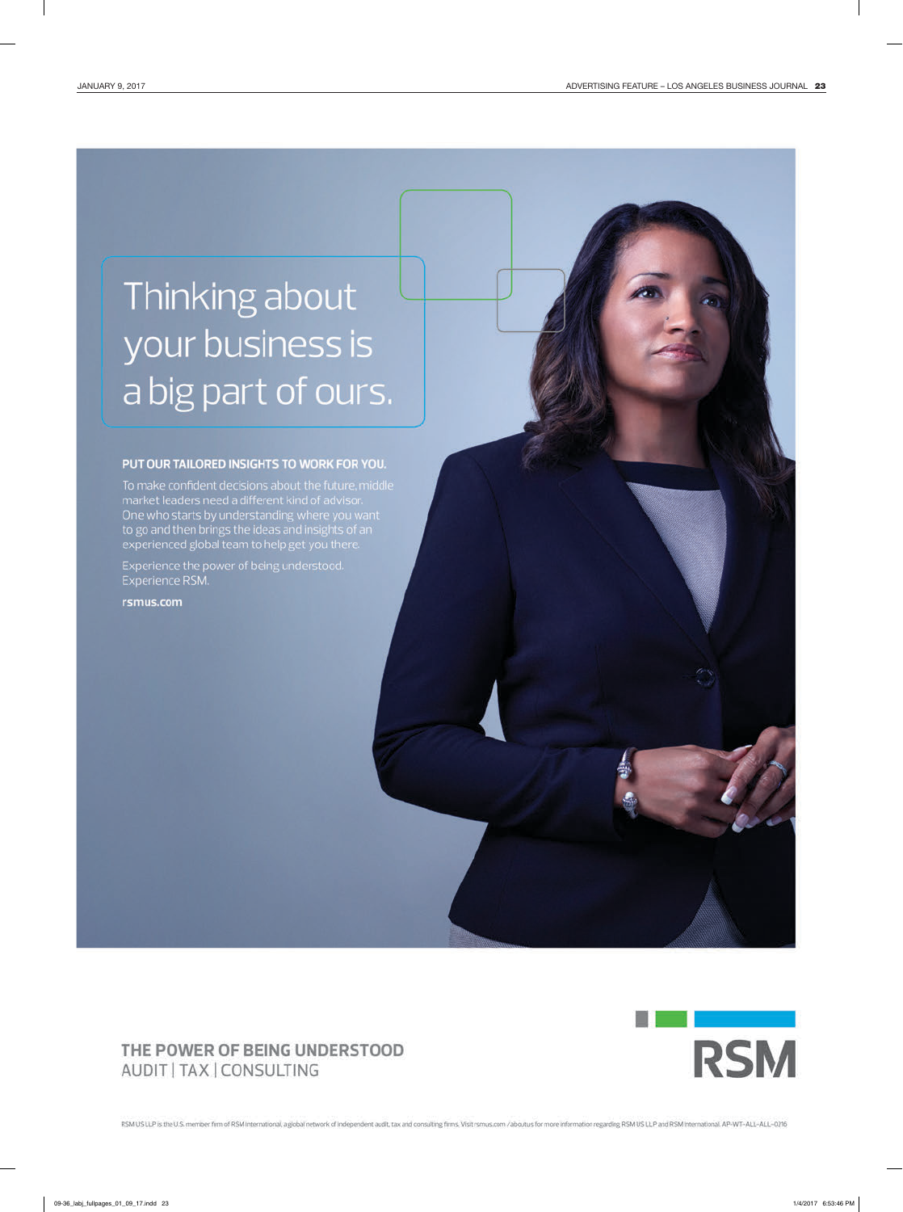# Thinking about your business is a big part of ours.

**PUT OUR TAILORED INSIGHTS TO WORK FOR YOU.**

To make confident decisions about the future, middle market leaders need a different kind of advisor. One who starts by understanding where you want to go and then brings the ideas and insights of an experienced global team to help get you there.

Experience the power of being understood. Experience RSM.

**rsmus.com**

**THE POWER OF BEING UNDERSTOOD**
AUDIT | TAX | CONSULTING

**RSM**

RSM US LLP is the U.S. member firm of RSM International, a global network of independent audit, tax and consulting firms. Visit rsmus.com/aboutus for more information regarding RSM US LLP and RSM International. AP-WT-ALL-ALL-0216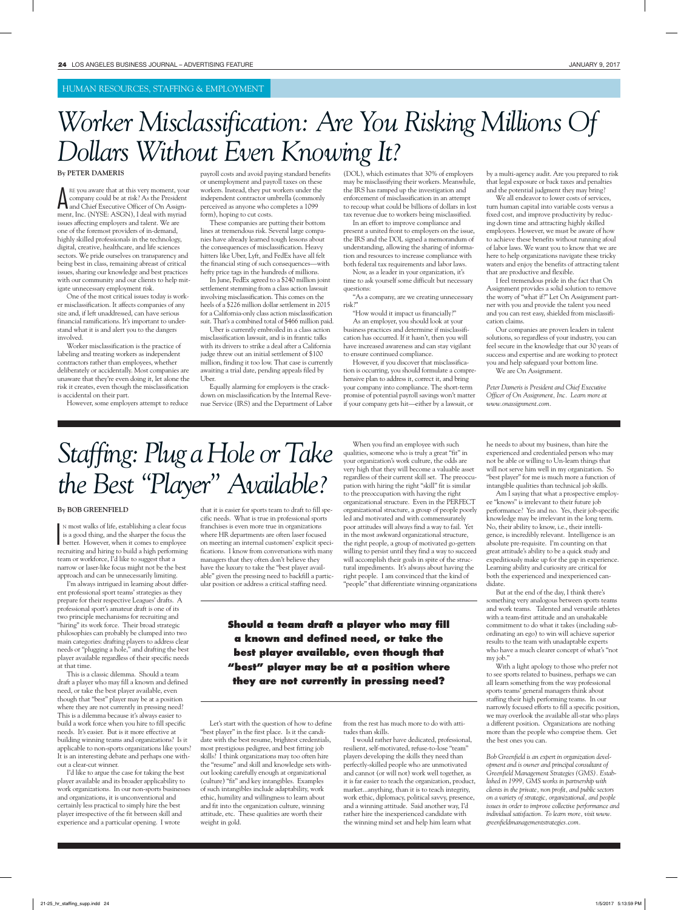HUMAN RESOURCES, STAFFING & EMPLOYMENT

# Worker Misclassification: Are You Risking Millions Of Dollars Without Even Knowing It?

**By PETER DAMERIS**

ARE you aware that at this very moment, your company could be at risk? As the President and Chief Executive Officer of On Assignment, Inc. (NYSE: ASGN), I deal with myriad issues affecting employers and talent. We are one of the foremost providers of in-demand, highly skilled professionals in the technology, digital, creative, healthcare, and life sciences sectors. We pride ourselves on transparency and being best in class, remaining abreast of critical issues, sharing our knowledge and best practices with our community and our clients to help mitigate unnecessary employment risk.

One of the most critical issues today is worker misclassification. It affects companies of any size and, if left unaddressed, can have serious financial ramifications. It's important to understand what it is and alert you to the dangers involved.

Worker misclassification is the practice of labeling and treating workers as independent contractors rather than employees, whether deliberately or accidentally. Most companies are unaware that they're even doing it, let alone the risk it creates, even though the misclassification is accidental on their part.

However, some employers attempt to reduce payroll costs and avoid paying standard benefits or unemployment and payroll taxes on these workers. Instead, they put workers under the independent contractor umbrella (commonly perceived as anyone who completes a 1099 form), hoping to cut costs.

These companies are putting their bottom lines at tremendous risk. Several large companies have already learned tough lessons about the consequences of misclassification. Heavy hitters like Uber, Lyft, and FedEx have all felt the financial sting of such consequences—with hefty price tags in the hundreds of millions.

In June, FedEx agreed to a $240 million joint settlement stemming from a class action lawsuit involving misclassification. This comes on the heels of a $226 million dollar settlement in 2015 for a California-only class action misclassification suit. That's a combined total of $466 million paid.

Uber is currently embroiled in a class action misclassification lawsuit, and is in frantic talks with its drivers to strike a deal after a California judge threw out an initial settlement of $100 million, finding it too low. That case is currently awaiting a trial date, pending appeals filed by Uber.

Equally alarming for employers is the crackdown on misclassification by the Internal Revenue Service (IRS) and the Department of Labor (DOL), which estimates that 30% of employers may be misclassifying their workers. Meanwhile, the IRS has ramped up the investigation and enforcement of misclassification in an attempt to recoup what could be billions of dollars in lost tax revenue due to workers being misclassified.

In an effort to improve compliance and present a united front to employers on the issue, the IRS and the DOL signed a memorandum of understanding, allowing the sharing of information and resources to increase compliance with both federal tax requirements and labor laws.

Now, as a leader in your organization, it's time to ask yourself some difficult but necessary questions:

"As a company, are we creating unnecessary risk?"

"How would it impact us financially?"

As an employer, you should look at your business practices and determine if misclassification has occurred. If it hasn't, then you will have increased awareness and can stay vigilant to ensure continued compliance.

However, if you discover that misclassification is occurring, you should formulate a comprehensive plan to address it, correct it, and bring your company into compliance. The short-term promise of potential payroll savings won't matter if your company gets hit—either by a lawsuit, or by a multi-agency audit. Are you prepared to risk that legal exposure or back taxes and penalties and the potential judgment they may bring?

We all endeavor to lower costs of services, turn human capital into variable costs versus a fixed cost, and improve productivity by reducing down time and attracting highly skilled employees. However, we must be aware of how to achieve these benefits without running afoul of labor laws. We want you to know that we are here to help organizations navigate these tricky waters and enjoy the benefits of attracting talent that are productive and flexible.

I feel tremendous pride in the fact that On Assignment provides a solid solution to remove the worry of "what if?" Let On Assignment partner with you and provide the talent you need and you can rest easy, shielded from misclassification claims.

Our companies are proven leaders in talent solutions, so regardless of your industry, you can feel secure in the knowledge that our 30 years of success and expertise and are working to protect you and help safeguard your bottom line.

We are On Assignment.

*Peter Dameris is President and Chief Executive Officer of On Assignment, Inc. Learn more at www.onassignment.com.*

# Staffing: Plug a Hole or Take the Best "Player" Available?

**By BOB GREENFIELD**

IN most walks of life, establishing a clear focus is a good thing, and the sharper the focus the better. However, when it comes to employee recruiting and hiring to build a high performing team or workforce, I'd like to suggest that a narrow or laser-like focus might not be the best approach and can be unnecessarily limiting.

I'm always intrigued in learning about different professional sport teams' strategies as they prepare for their respective Leagues' drafts. A professional sport's amateur draft is one of its two principle mechanisms for recruiting and "hiring" its work force. Their broad strategic philosophies can probably be clumped into two main categories: drafting players to address clear needs or "plugging a hole," and drafting the best player available regardless of their specific needs at that time.

This is a classic dilemma. Should a team draft a player who may fill a known and defined need, or take the best player available, even though that "best" player may be at a position where they are not currently in pressing need? This is a dilemma because it's always easier to build a work force when you hire to fill specific needs. It's easier. But is it more effective at building winning teams and organizations? Is it applicable to non-sports organizations like yours? It is an interesting debate and perhaps one without a clear-cut winner.

I'd like to argue the case for taking the best player available and its broader applicability to work organizations. In our non-sports businesses and organizations, it is unconventional and certainly less practical to simply hire the best player irrespective of the fit between skill and experience and a particular opening. I wrote that it is easier for sports team to draft to fill specific needs. What is true in professional sports franchises is even more true in organizations where HR departments are often laser focused on meeting an internal customers' explicit specifications. I know from conversations with many managers that they often don't believe they have the luxury to take the "best player available" given the pressing need to backfill a particular position or address a critical staffing need.

When you find an employee with such qualities, someone who is truly a great "fit" in your organization's work culture, the odds are very high that they will become a valuable asset regardless of their current skill set. The preoccupation with hiring the right "skill" fit is similar to the preoccupation with having the right organizational structure. Even in the PERFECT organizational structure, a group of people poorly led and motivated and with commensurately poor attitudes will always find a way to fail. Yet in the most awkward organizational structure, the right people, a group of motivated go-getters willing to persist until they find a way to succeed will accomplish their goals in spite of the structural impediments. It's always about having the right people. I am convinced that the kind of "people" that differentiate winning organizations from the rest has much more to do with attitudes than skills.

**Should a team draft a player who may fill a known and defined need, or take the best player available, even though that "best" player may be at a position where they are not currently in pressing need?**

Let's start with the question of how to define "best player" in the first place. Is it the candidate with the best resume, brightest credentials, most prestigious pedigree, and best fitting job skills? I think organizations may too often hire the "resume" and skill and knowledge sets without looking carefully enough at organizational (culture) "fit" and key intangibles. Examples of such intangibles include adaptability, work ethic, humility and willingness to learn about and fit into the organization culture, winning attitude, etc. These qualities are worth their weight in gold.

I would rather have dedicated, professional, resilient, self-motivated, refuse-to-lose "team" players developing the skills they need than perfectly-skilled people who are unmotivated and cannot (or will not) work well together, as it is far easier to teach the organization, product, market...anything, than it is to teach integrity, work ethic, diplomacy, political savvy, presence, and a winning attitude. Said another way, I'd rather hire the inexperienced candidate with the winning mind set and help him learn what he needs to about my business, than hire the experienced and credentialed person who may not be able or willing to Un-learn things that will not serve him well in my organization. So "best player" for me is much more a function of intangible qualities than technical job skills.

Am I saying that what a prospective employee "knows" is irrelevant to their future job performance? Yes and no. Yes, their job-specific knowledge may be irrelevant in the long term. No, their ability to know, i.e., their intelligence, is incredibly relevant. Intelligence is an absolute pre-requisite. I'm counting on that great attitude's ability to be a quick study and expeditiously make up for the gap in experience. Learning ability and curiosity are critical for both the experienced and inexperienced candidate.

But at the end of the day, I think there's something very analogous between sports teams and work teams. Talented and versatile athletes with a team-first attitude and an unshakable commitment to do what it takes (including subordinating an ego) to win will achieve superior results to the team with unadaptable experts who have a much clearer concept of what's "not my job."

With a light apology to those who prefer not to see sports related to business, perhaps we can all learn something from the way professional sports teams' general managers think about staffing their high performing teams. In our narrowly focused efforts to fill a specific position, we may overlook the available all-star who plays a different position. Organizations are nothing more than the people who comprise them. Get the best ones you can.

*Bob Greenfield is an expert in organization development and is owner and principal consultant of Greenfield Management Strategies (GMS). Established in 1999, GMS works in partnership with clients in the private, non profit, and public sectors on a variety of strategic, organizational, and people issues in order to improve collective performance and individual satisfaction. To learn more, visit www.greenfieldmanagementstrategies.com.*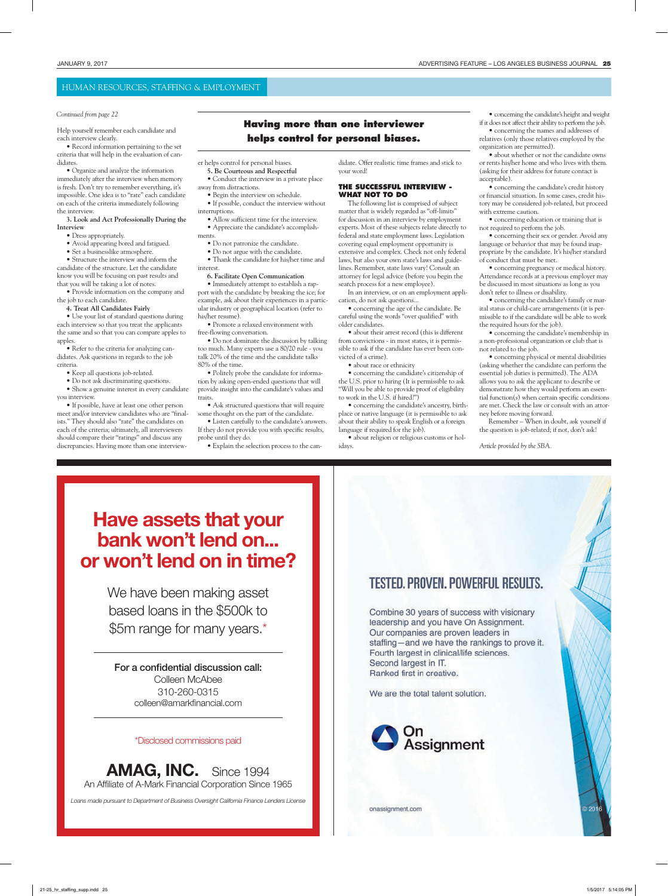## HUMAN RESOURCES, STAFFING & EMPLOYMENT

*Continued from page 22*

Help yourself remember each candidate and each interview clearly.

• Record information pertaining to the set criteria that will help in the evaluation of candidates.

• Organize and analyze the information immediately after the interview when memory is fresh. Don't try to remember everything, it's impossible. One idea is to "rate" each candidate on each of the criteria immediately following the interview.

**3. Look and Act Professionally During the Interview**

• Dress appropriately.

• Avoid appearing bored and fatigued.

• Set a businesslike atmosphere.

• Structure the interview and inform the candidate of the structure. Let the candidate know you will be focusing on past results and that you will be taking a lot of notes.

• Provide information on the company and the job to each candidate.

**4. Treat All Candidates Fairly**

• Use your list of standard questions during each interview so that you treat the applicants the same and so that you can compare apples to apples.

• Refer to the criteria for analyzing candidates. Ask questions in regards to the job criteria.

• Keep all questions job-related.

• Do not ask discriminating questions.

• Show a genuine interest in every candidate you interview.

• If possible, have at least one other person meet and/or interview candidates who are "finalists." They should also "rate" the candidates on each of the criteria; ultimately, all interviewers should compare their "ratings" and discuss any discrepancies. Having more than one interviewer helps control for personal biases.

### Having more than one interviewer helps control for personal biases.

**5. Be Courteous and Respectful**

• Conduct the interview in a private place away from distractions.

• Begin the interview on schedule.

• If possible, conduct the interview without interruptions.

• Allow sufficient time for the interview.

• Appreciate the candidate's accomplishments.

• Do not patronize the candidate.

• Do not argue with the candidate.

• Thank the candidate for his/her time and interest.

**6. Facilitate Open Communication**

• Immediately attempt to establish a rapport with the candidate by breaking the ice; for example, ask about their experiences in a particular industry or geographical location (refer to his/her resume).

• Promote a relaxed environment with free-flowing conversation.

• Do not dominate the discussion by talking too much. Many experts use a 80/20 rule - you talk 20% of the time and the candidate talks 80% of the time.

• Politely probe the candidate for information by asking open-ended questions that will provide insight into the candidate's values and traits.

• Ask structured questions that will require some thought on the part of the candidate.

• Listen carefully to the candidate's answers. If they do not provide you with specific results, probe until they do.

• Explain the selection process to the candidate. Offer realistic time frames and stick to your word!

### THE SUCCESSFUL INTERVIEW - WHAT NOT TO DO

The following list is comprised of subject matter that is widely regarded as "off-limits" for discussion in an interview by employment experts. Most of these subjects relate directly to federal and state employment laws. Legislation covering equal employment opportunity is extensive and complex. Check not only federal laws, but also your own state's laws and guidelines. Remember, state laws vary! Consult an attorney for legal advice (before you begin the search process for a new employee).

In an interview, or on an employment application, do not ask questions...

• concerning the age of the candidate. Be careful using the words "over qualified" with older candidates.

• about their arrest record (this is different from convictions - in most states, it is permissible to ask if the candidate has ever been convicted of a crime).

• about race or ethnicity

• concerning the candidate's citizenship of the U.S. prior to hiring (It is permissible to ask "Will you be able to provide proof of eligibility to work in the U.S. if hired?")

• concerning the candidate's ancestry, birthplace or native language (it is permissible to ask about their ability to speak English or a foreign language if required for the job).

• about religion or religious customs or holidays.

• concerning the candidate's height and weight if it does not affect their ability to perform the job.

• concerning the names and addresses of relatives (only those relatives employed by the organization are permitted).

• about whether or not the candidate owns or rents his/her home and who lives with them. (asking for their address for future contact is acceptable).

• concerning the candidate's credit history or financial situation. In some cases, credit history may be considered job-related, but proceed with extreme caution.

• concerning education or training that is not required to perform the job.

• concerning their sex or gender. Avoid any language or behavior that may be found inappropriate by the candidate. It's his/her standard of conduct that must be met.

• concerning pregnancy or medical history. Attendance records at a previous employer may be discussed in most situations as long as you don't refer to illness or disability.

• concerning the candidate's family or marital status or child-care arrangements (it is permissible to if the candidate will be able to work the required hours for the job).

• concerning the candidate's membership in a non-professional organization or club that is not related to the job.

• concerning physical or mental disabilities (asking whether the candidate can perform the essential job duties is permitted). The ADA allows you to ask the applicant to describe or demonstrate how they would perform an essential function(s) when certain specific conditions are met. Check the law or consult with an attorney before moving forward.

Remember – When in doubt, ask yourself if the question is job-related; if not, don't ask!

*Article provided by the SBA.*

---

## Have assets that your bank won't lend on... or won't lend on in time?

We have been making asset based loans in the $500k to $5m range for many years.*

**For a confidential discussion call:**
Colleen McAbee
310-260-0315
colleen@amarkfinancial.com

*Disclosed commissions paid

**AMAG, INC.** Since 1994
An Affiliate of A-Mark Financial Corporation Since 1965

*Loans made pursuant to Department of Business Oversight California Finance Lenders License*

---

## TESTED. PROVEN. POWERFUL RESULTS.

Combine 30 years of success with visionary leadership and you have On Assignment. Our companies are proven leaders in staffing—and we have the rankings to prove it. Fourth largest in clinical/life sciences. Second largest in IT. Ranked first in creative.

We are the total talent solution.

On Assignment

onassignment.com

© 2016